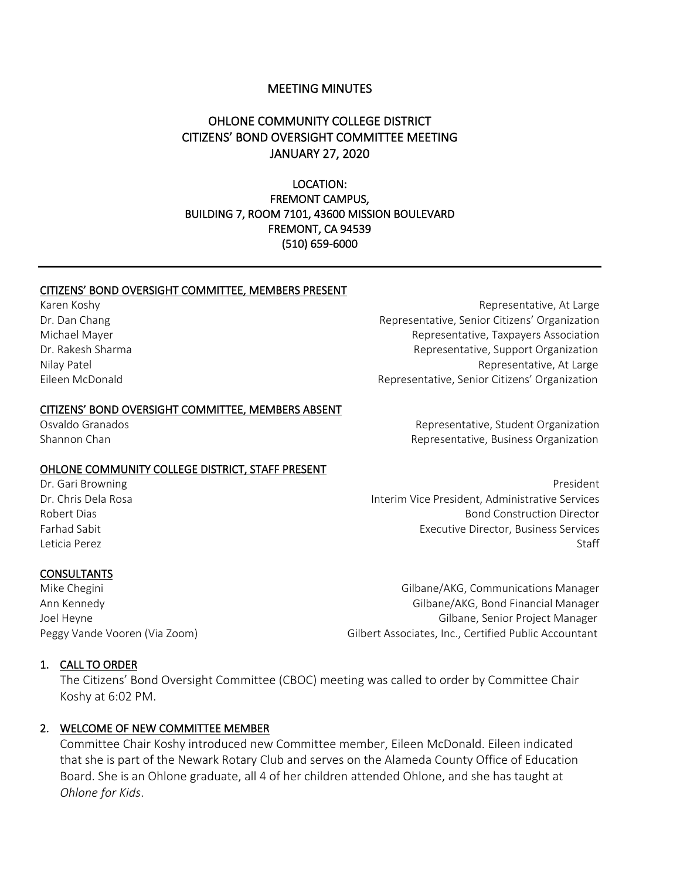# MEETING MINUTES

## OHLONE COMMUNITY COLLEGE DISTRICT
## CITIZENS' BOND OVERSIGHT COMMITTEE MEETING
## JANUARY 27, 2020

LOCATION:
FREMONT CAMPUS,
BUILDING 7, ROOM 7101, 43600 MISSION BOULEVARD
FREMONT, CA 94539
(510) 659-6000

---

### CITIZENS' BOND OVERSIGHT COMMITTEE, MEMBERS PRESENT

| | |
|---|---|
| Karen Koshy | Representative, At Large |
| Dr. Dan Chang | Representative, Senior Citizens' Organization |
| Michael Mayer | Representative, Taxpayers Association |
| Dr. Rakesh Sharma | Representative, Support Organization |
| Nilay Patel | Representative, At Large |
| Eileen McDonald | Representative, Senior Citizens' Organization |

### CITIZENS' BOND OVERSIGHT COMMITTEE, MEMBERS ABSENT

| | |
|---|---|
| Osvaldo Granados | Representative, Student Organization |
| Shannon Chan | Representative, Business Organization |

### OHLONE COMMUNITY COLLEGE DISTRICT, STAFF PRESENT

| | |
|---|---|
| Dr. Gari Browning | President |
| Dr. Chris Dela Rosa | Interim Vice President, Administrative Services |
| Robert Dias | Bond Construction Director |
| Farhad Sabit | Executive Director, Business Services |
| Leticia Perez | Staff |

### CONSULTANTS

| | |
|---|---|
| Mike Chegini | Gilbane/AKG, Communications Manager |
| Ann Kennedy | Gilbane/AKG, Bond Financial Manager |
| Joel Heyne | Gilbane, Senior Project Manager |
| Peggy Vande Vooren (Via Zoom) | Gilbert Associates, Inc., Certified Public Accountant |

1. CALL TO ORDER

   The Citizens' Bond Oversight Committee (CBOC) meeting was called to order by Committee Chair Koshy at 6:02 PM.

2. WELCOME OF NEW COMMITTEE MEMBER

   Committee Chair Koshy introduced new Committee member, Eileen McDonald. Eileen indicated that she is part of the Newark Rotary Club and serves on the Alameda County Office of Education Board. She is an Ohlone graduate, all 4 of her children attended Ohlone, and she has taught at *Ohlone for Kids*.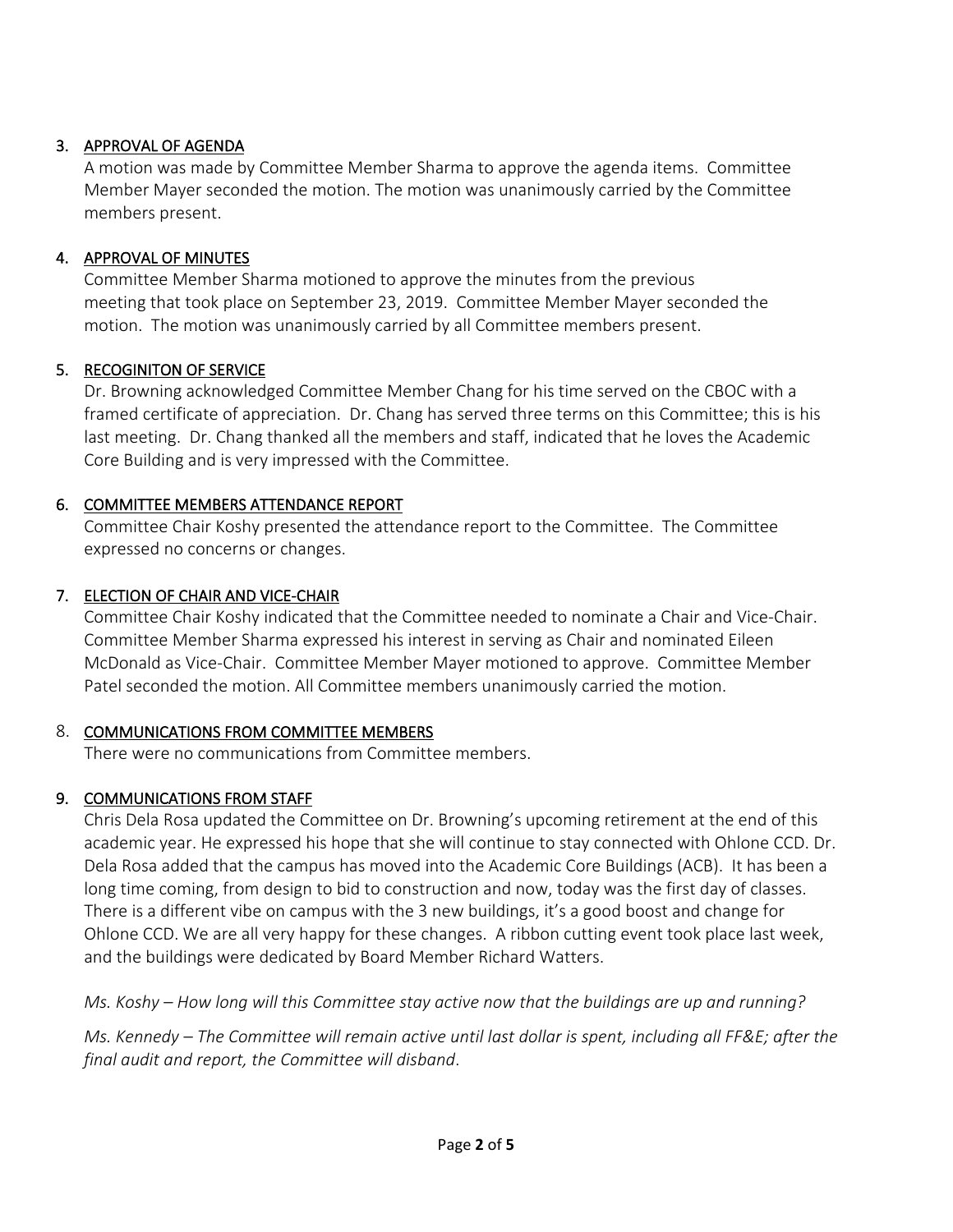3. <u>APPROVAL OF AGENDA</u>

   A motion was made by Committee Member Sharma to approve the agenda items. Committee Member Mayer seconded the motion. The motion was unanimously carried by the Committee members present.

4. <u>APPROVAL OF MINUTES</u>

   Committee Member Sharma motioned to approve the minutes from the previous meeting that took place on September 23, 2019. Committee Member Mayer seconded the motion. The motion was unanimously carried by all Committee members present.

5. <u>RECOGINITON OF SERVICE</u>

   Dr. Browning acknowledged Committee Member Chang for his time served on the CBOC with a framed certificate of appreciation. Dr. Chang has served three terms on this Committee; this is his last meeting. Dr. Chang thanked all the members and staff, indicated that he loves the Academic Core Building and is very impressed with the Committee.

6. <u>COMMITTEE MEMBERS ATTENDANCE REPORT</u>

   Committee Chair Koshy presented the attendance report to the Committee. The Committee expressed no concerns or changes.

7. <u>ELECTION OF CHAIR AND VICE-CHAIR</u>

   Committee Chair Koshy indicated that the Committee needed to nominate a Chair and Vice-Chair. Committee Member Sharma expressed his interest in serving as Chair and nominated Eileen McDonald as Vice-Chair. Committee Member Mayer motioned to approve. Committee Member Patel seconded the motion. All Committee members unanimously carried the motion.

8. <u>COMMUNICATIONS FROM COMMITTEE MEMBERS</u>

   There were no communications from Committee members.

9. <u>COMMUNICATIONS FROM STAFF</u>

   Chris Dela Rosa updated the Committee on Dr. Browning's upcoming retirement at the end of this academic year. He expressed his hope that she will continue to stay connected with Ohlone CCD. Dr. Dela Rosa added that the campus has moved into the Academic Core Buildings (ACB). It has been a long time coming, from design to bid to construction and now, today was the first day of classes. There is a different vibe on campus with the 3 new buildings, it's a good boost and change for Ohlone CCD. We are all very happy for these changes. A ribbon cutting event took place last week, and the buildings were dedicated by Board Member Richard Watters.

   *Ms. Koshy – How long will this Committee stay active now that the buildings are up and running?*

   *Ms. Kennedy – The Committee will remain active until last dollar is spent, including all FF&E; after the final audit and report, the Committee will disband.*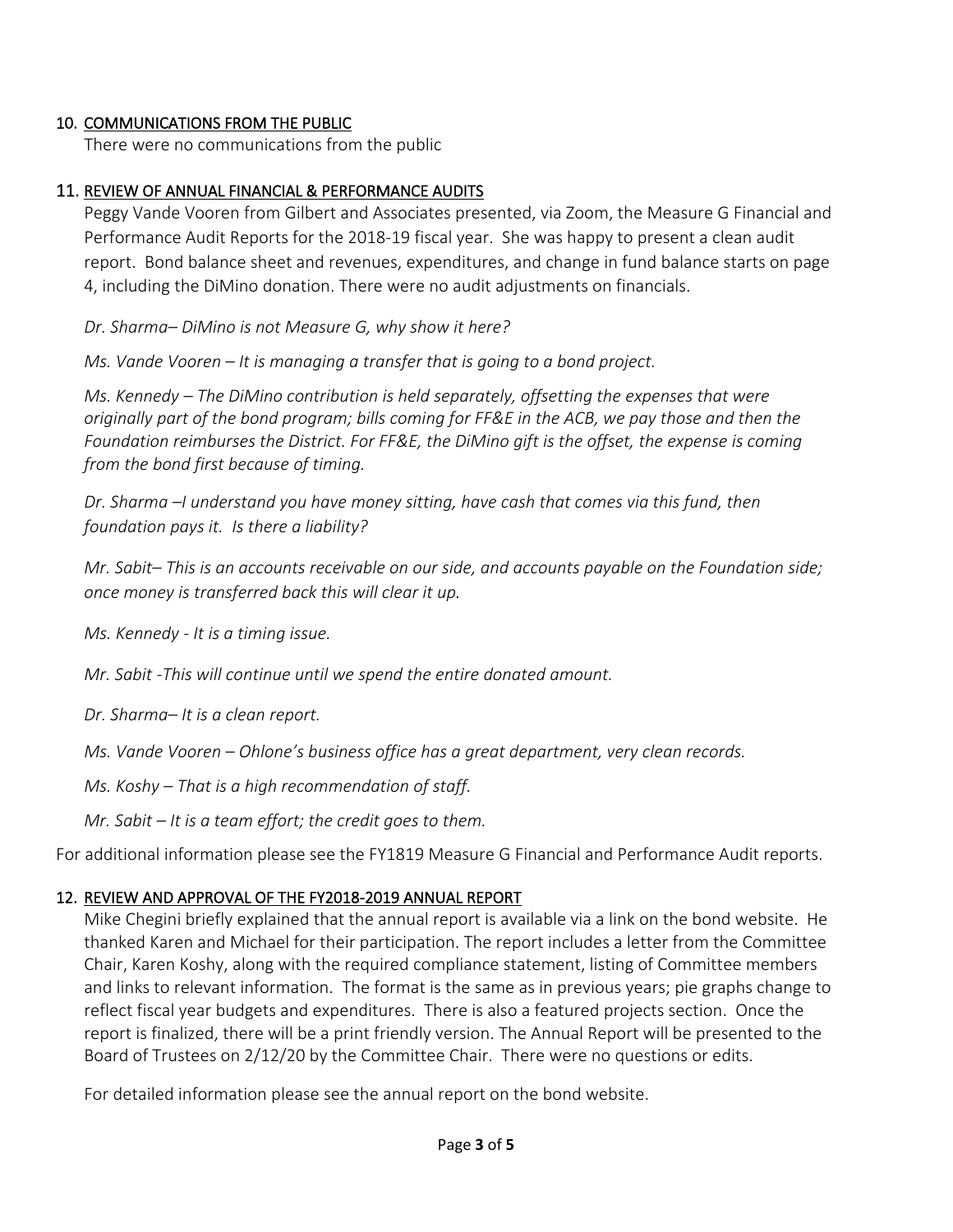## 10. COMMUNICATIONS FROM THE PUBLIC

There were no communications from the public

## 11. REVIEW OF ANNUAL FINANCIAL & PERFORMANCE AUDITS

Peggy Vande Vooren from Gilbert and Associates presented, via Zoom, the Measure G Financial and Performance Audit Reports for the 2018-19 fiscal year. She was happy to present a clean audit report. Bond balance sheet and revenues, expenditures, and change in fund balance starts on page 4, including the DiMino donation. There were no audit adjustments on financials.

*Dr. Sharma– DiMino is not Measure G, why show it here?*

*Ms. Vande Vooren – It is managing a transfer that is going to a bond project.*

*Ms. Kennedy – The DiMino contribution is held separately, offsetting the expenses that were originally part of the bond program; bills coming for FF&E in the ACB, we pay those and then the Foundation reimburses the District. For FF&E, the DiMino gift is the offset, the expense is coming from the bond first because of timing.*

*Dr. Sharma –I understand you have money sitting, have cash that comes via this fund, then foundation pays it. Is there a liability?*

*Mr. Sabit– This is an accounts receivable on our side, and accounts payable on the Foundation side; once money is transferred back this will clear it up.*

*Ms. Kennedy - It is a timing issue.*

*Mr. Sabit -This will continue until we spend the entire donated amount.*

*Dr. Sharma– It is a clean report.*

*Ms. Vande Vooren – Ohlone's business office has a great department, very clean records.*

*Ms. Koshy – That is a high recommendation of staff.*

*Mr. Sabit – It is a team effort; the credit goes to them.*

For additional information please see the FY1819 Measure G Financial and Performance Audit reports.

## 12. REVIEW AND APPROVAL OF THE FY2018-2019 ANNUAL REPORT

Mike Chegini briefly explained that the annual report is available via a link on the bond website. He thanked Karen and Michael for their participation. The report includes a letter from the Committee Chair, Karen Koshy, along with the required compliance statement, listing of Committee members and links to relevant information. The format is the same as in previous years; pie graphs change to reflect fiscal year budgets and expenditures. There is also a featured projects section. Once the report is finalized, there will be a print friendly version. The Annual Report will be presented to the Board of Trustees on 2/12/20 by the Committee Chair. There were no questions or edits.

For detailed information please see the annual report on the bond website.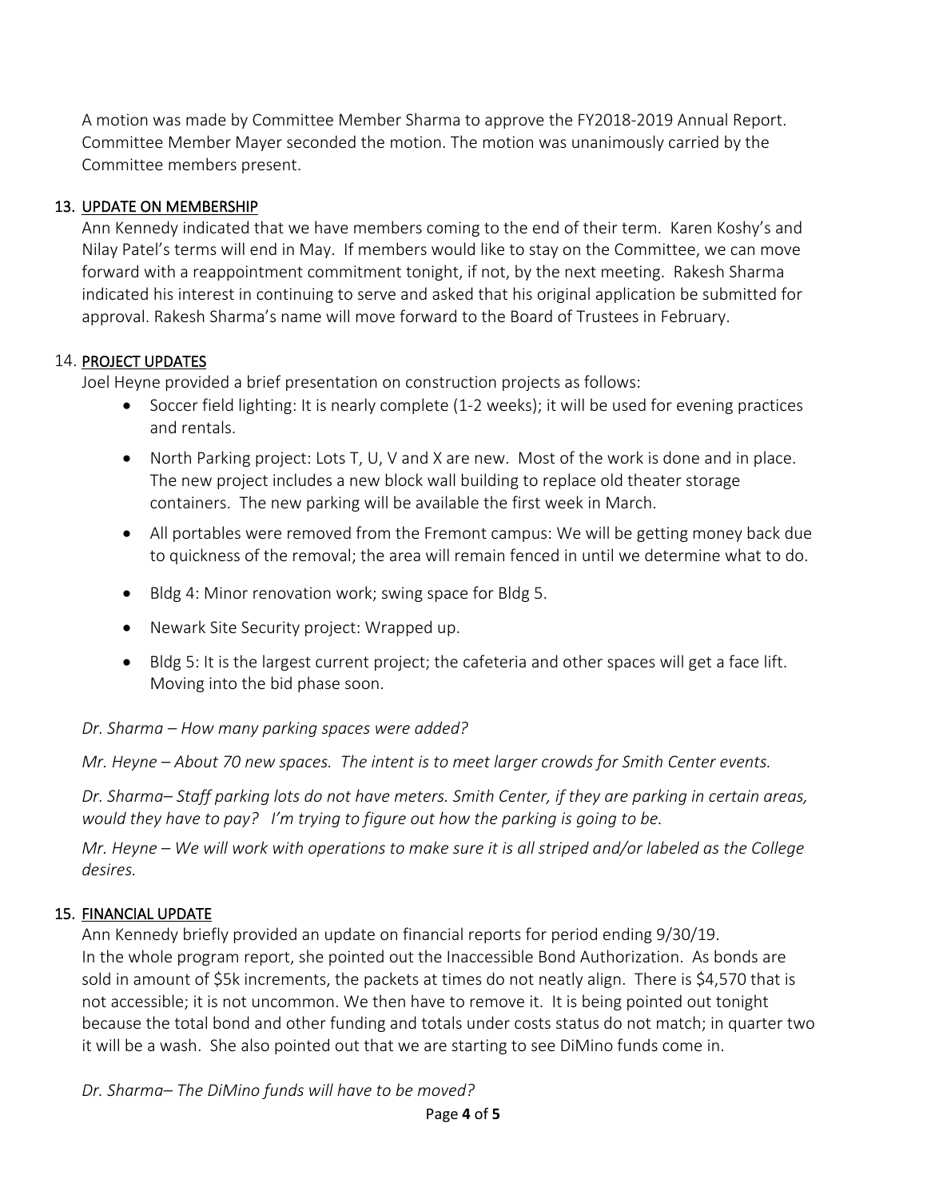A motion was made by Committee Member Sharma to approve the FY2018-2019 Annual Report. Committee Member Mayer seconded the motion. The motion was unanimously carried by the Committee members present.

## 13. UPDATE ON MEMBERSHIP

Ann Kennedy indicated that we have members coming to the end of their term. Karen Koshy's and Nilay Patel's terms will end in May. If members would like to stay on the Committee, we can move forward with a reappointment commitment tonight, if not, by the next meeting. Rakesh Sharma indicated his interest in continuing to serve and asked that his original application be submitted for approval. Rakesh Sharma's name will move forward to the Board of Trustees in February.

## 14. PROJECT UPDATES

Joel Heyne provided a brief presentation on construction projects as follows:

- Soccer field lighting: It is nearly complete (1-2 weeks); it will be used for evening practices and rentals.
- North Parking project: Lots T, U, V and X are new. Most of the work is done and in place. The new project includes a new block wall building to replace old theater storage containers. The new parking will be available the first week in March.
- All portables were removed from the Fremont campus: We will be getting money back due to quickness of the removal; the area will remain fenced in until we determine what to do.
- Bldg 4: Minor renovation work; swing space for Bldg 5.
- Newark Site Security project: Wrapped up.
- Bldg 5: It is the largest current project; the cafeteria and other spaces will get a face lift. Moving into the bid phase soon.

*Dr. Sharma – How many parking spaces were added?*

*Mr. Heyne – About 70 new spaces. The intent is to meet larger crowds for Smith Center events.*

*Dr. Sharma– Staff parking lots do not have meters. Smith Center, if they are parking in certain areas, would they have to pay? I'm trying to figure out how the parking is going to be.*

*Mr. Heyne – We will work with operations to make sure it is all striped and/or labeled as the College desires.*

## 15. FINANCIAL UPDATE

Ann Kennedy briefly provided an update on financial reports for period ending 9/30/19. In the whole program report, she pointed out the Inaccessible Bond Authorization. As bonds are sold in amount of $5k increments, the packets at times do not neatly align. There is $4,570 that is not accessible; it is not uncommon. We then have to remove it. It is being pointed out tonight because the total bond and other funding and totals under costs status do not match; in quarter two it will be a wash. She also pointed out that we are starting to see DiMino funds come in.

*Dr. Sharma– The DiMino funds will have to be moved?*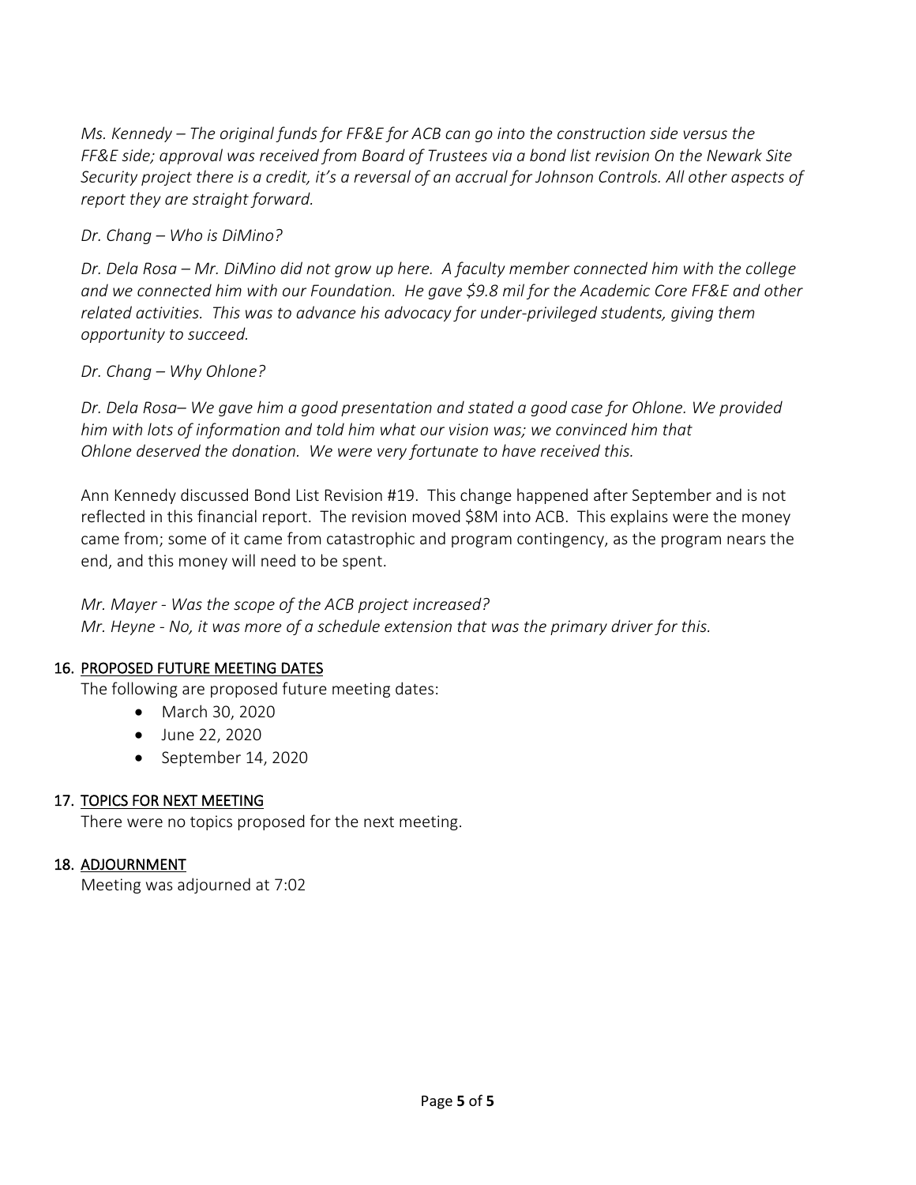*Ms. Kennedy – The original funds for FF&E for ACB can go into the construction side versus the FF&E side; approval was received from Board of Trustees via a bond list revision On the Newark Site Security project there is a credit, it's a reversal of an accrual for Johnson Controls. All other aspects of report they are straight forward.*

*Dr. Chang – Who is DiMino?*

*Dr. Dela Rosa – Mr. DiMino did not grow up here. A faculty member connected him with the college and we connected him with our Foundation. He gave $9.8 mil for the Academic Core FF&E and other related activities. This was to advance his advocacy for under-privileged students, giving them opportunity to succeed.*

*Dr. Chang – Why Ohlone?*

*Dr. Dela Rosa– We gave him a good presentation and stated a good case for Ohlone. We provided him with lots of information and told him what our vision was; we convinced him that Ohlone deserved the donation. We were very fortunate to have received this.*

Ann Kennedy discussed Bond List Revision #19. This change happened after September and is not reflected in this financial report. The revision moved $8M into ACB. This explains were the money came from; some of it came from catastrophic and program contingency, as the program nears the end, and this money will need to be spent.

*Mr. Mayer - Was the scope of the ACB project increased?*
*Mr. Heyne - No, it was more of a schedule extension that was the primary driver for this.*

## 16. PROPOSED FUTURE MEETING DATES

The following are proposed future meeting dates:

- March 30, 2020
- June 22, 2020
- September 14, 2020

## 17. TOPICS FOR NEXT MEETING

There were no topics proposed for the next meeting.

## 18. ADJOURNMENT

Meeting was adjourned at 7:02